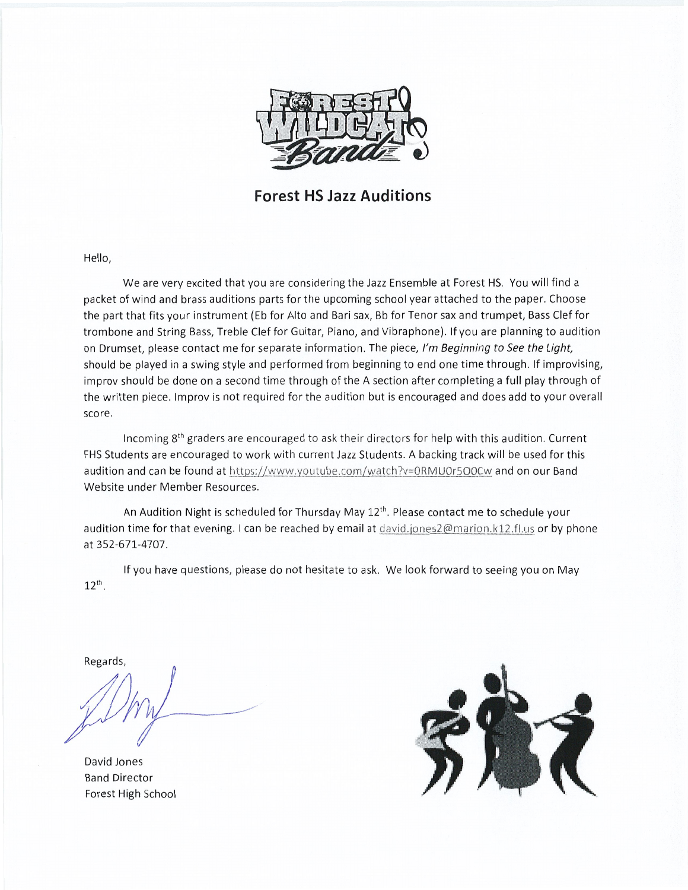## Forest HS Jazz Auditions

Hello,

We are very excited that you are considering the Jazz Ensemble at Forest HS. You will find a packet of wind and brass auditions parts for the upcoming school year attached to the paper. Choose the part that fits your instrument (Eb for Alto and Bari sax, Bb for Tenor sax and trumpet, Bass Clef for trombone and String Bass, Treble Clef for Guitar, Piano, and Vibraphone). If you are planning to audition on Drumset, please contact me for separate information. The piece, *I'm Beginning to See the Light,* should be played in a swing style and performed from beginning to end one time through. If improvising, improv should be done on a second time through of the A section after completing a full play through of the written piece. Improv is not required for the audition but is encouraged and does add to your overall score.

Incoming 8th graders are encouraged to ask their directors for help with this audition. Current FHS Students are encouraged to work with current Jazz Students. A backing track will be used for this audition and can be found at https://www.youtube.com/watch?v=0RMU0r5O0Cw and on our Band Website under Member Resources.

An Audition Night is scheduled for Thursday May 12th. Please contact me to schedule your audition time for that evening. I can be reached by email at david.jones2@marion.k12.fl.us or by phone at 352-671-4707.

If you have questions, please do not hesitate to ask. We look forward to seeing you on May 12th.

Regards,

David Jones
Band Director
Forest High School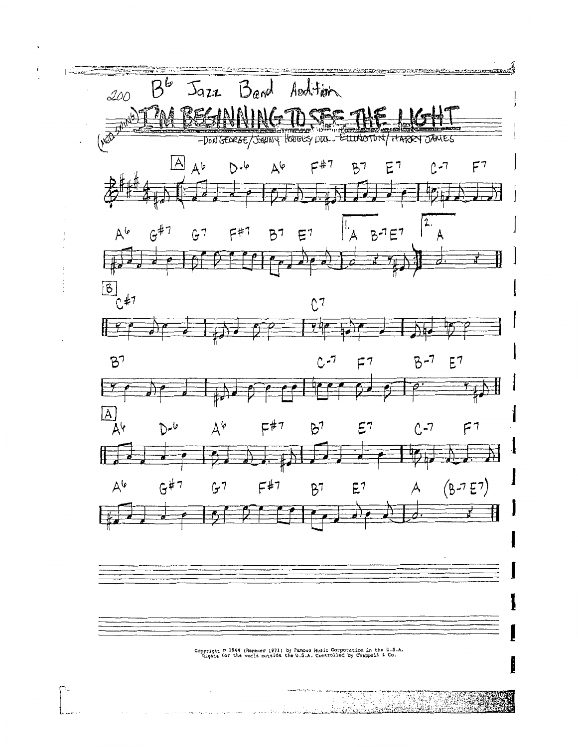B♭ Jazz Band Audition

# I'M BEGINNING TO SEE THE LIGHT

(MED SWING)

—DON GEORGE / JOHNNY HODGES / DUKE ELLINGTON / HARRY JAMES

**A**

A6 D-6 A6 F#7 B7 E7 C-7 F7

A6 G#7 G7 F#7 B7 E7 | 1. A B-7 E7 | 2. A

**B**

C#7 C7

B7 C-7 F7 B-7 E7

**A**

A6 D-6 A6 F#7 B7 E7 C-7 F7

A6 G#7 G7 F#7 B7 E7 A (B-7 E7)

Copyright © 1944 (Renewed 1971) by Famous Music Corporation in the U.S.A.
Rights for the world outside the U.S.A. Controlled by Chappell & Co.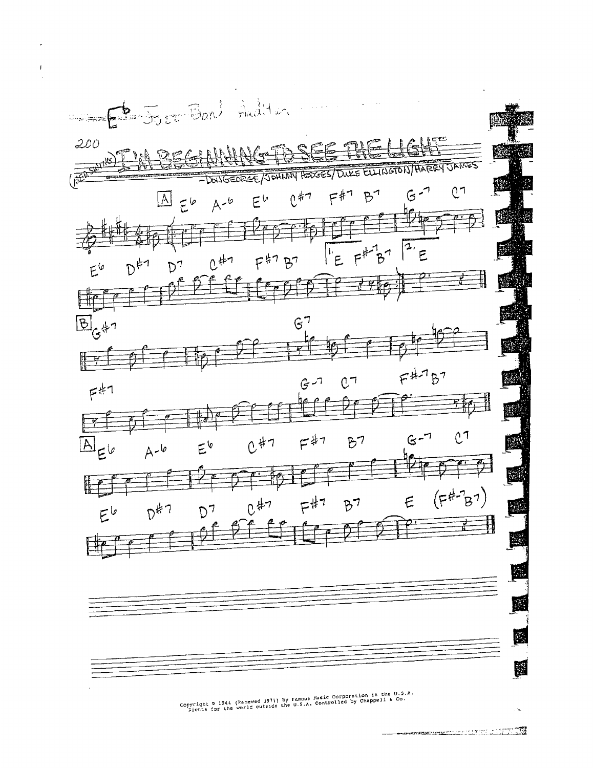E♭ Jazz Band Audition

200

(MED. SWING) I'M BEGINNING TO SEE THE LIGHT

– DON GEORGE / JOHNNY HODGES / DUKE ELLINGTON / HARRY JAMES

**[A]** E6 A-6 E6 C#7 F#7 B7 G-7 C7

E6 D#7 D7 C#7 F#7 B7 [1.] E F#-7 B7 [2.] E

**[B]** G#7 G7

F#7 G-7 C7 F#-7 B7

**[A]** E6 A-6 E6 C#7 F#7 B7 G-7 C7

E6 D#7 D7 C#7 F#7 B7 E (F#-7 B7)

Copyright © 1944 (Renewed 1971) by Famous Music Corporation in the U.S.A.
Rights for the world outside the U.S.A. Controlled by Chappell & Co.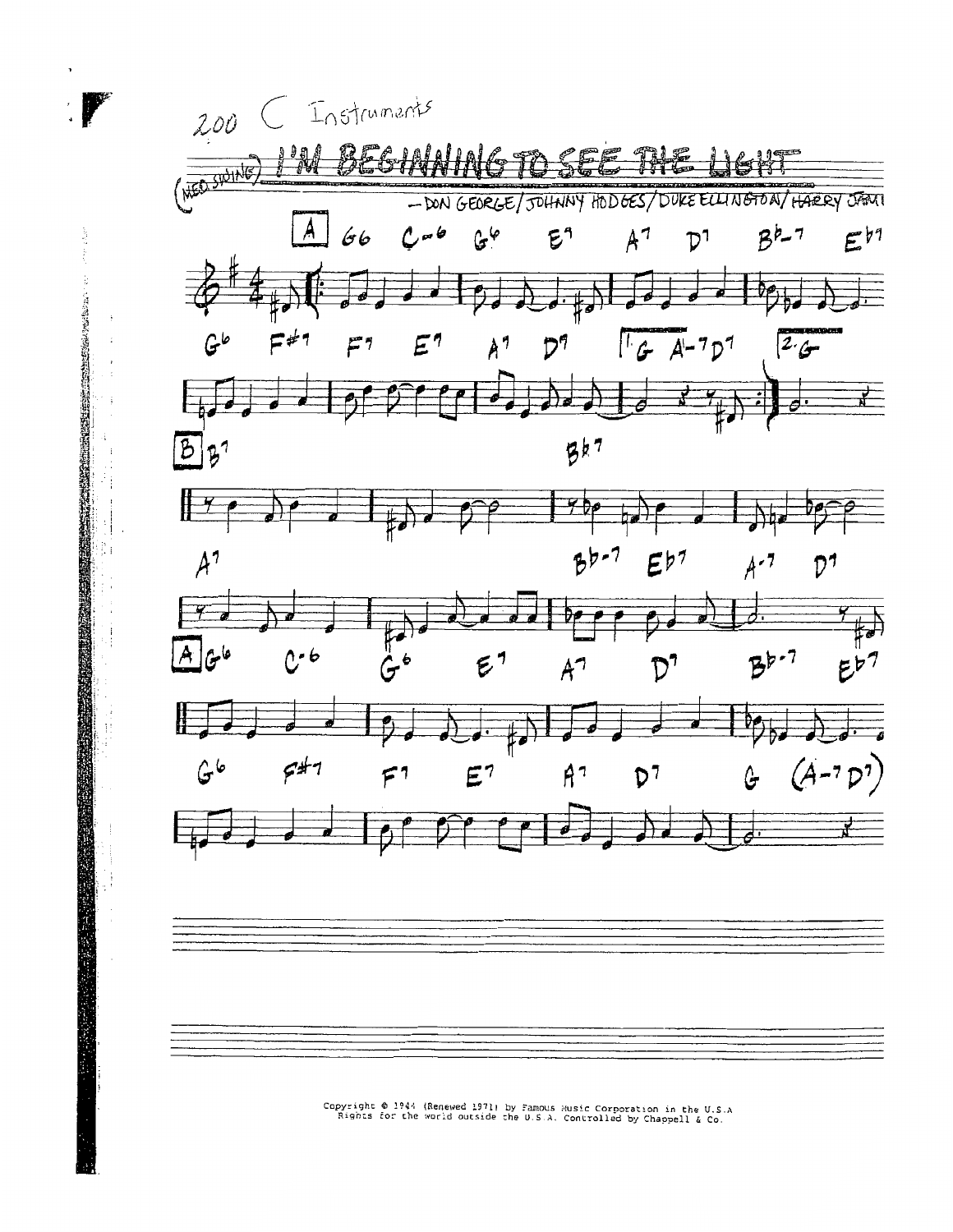200 C Instruments

# I'M BEGINNING TO SEE THE LIGHT

(MED SWING)

— DON GEORGE / JOHNNY HODGES / DUKE ELLINGTON / HARRY JAMES

**A** G6 C-6 G6 E7 A7 D7 B♭-7 E♭7

G6 F♯7 F7 E7 A7 D7 [1. G A-7 D7 [2. G

**B** B7 B♭7

A7 B♭-7 E♭7 A-7 D7

**A** G6 C-6 G6 E7 A7 D7 B♭-7 E♭7

G6 F♯7 F7 E7 A7 D7 G (A-7 D7)

Copyright © 1944 (Renewed 1971) by Famous Music Corporation in the U.S.A
Rights for the world outside the U.S.A. Controlled by Chappell & Co.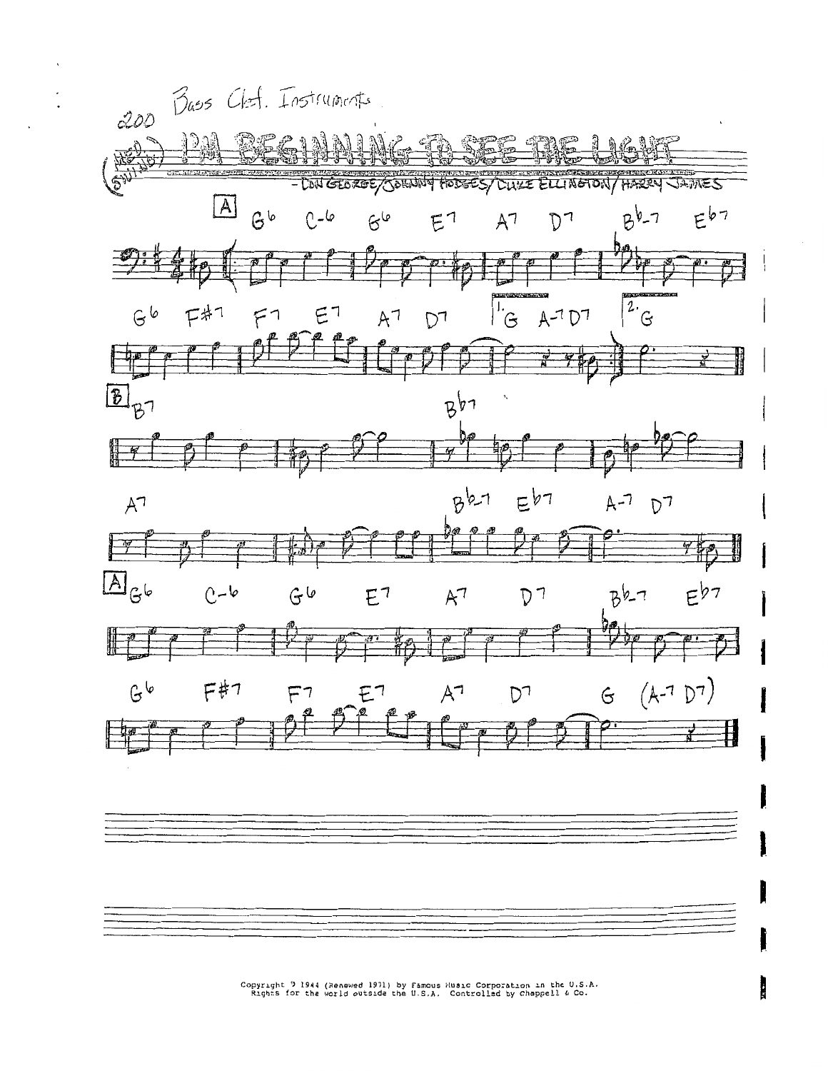Bass Clef. Instruments

200

(MED. SWING)

# I'M BEGINNING TO SEE THE LIGHT

- DON GEORGE / JOHNNY HODGES / DUKE ELLINGTON / HARRY JAMES

A

G6 C-6 G6 E7 A7 D7 Bb-7 Eb7

G6 F#7 F7 E7 A7 D7 1. G A-7 D7 2. G

B

B7 Bb7

A7 Bb-7 Eb7 A-7 D7

A

G6 C-6 G6 E7 A7 D7 Bb-7 Eb7

G6 F#7 F7 E7 A7 D7 G (A-7 D7)

Copyright © 1944 (Renewed 1971) by Famous Music Corporation in the U.S.A.
Rights for the world outside the U.S.A. Controlled by Chappell & Co.